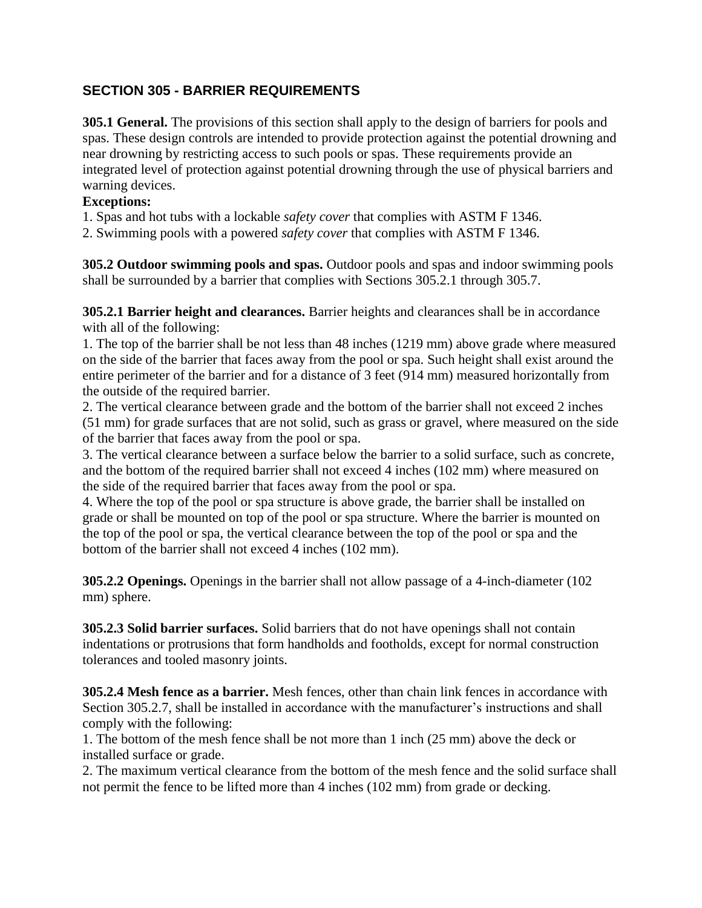## SECTION 305 - BARRIER REQUIREMENTS

**305.1 General.** The provisions of this section shall apply to the design of barriers for pools and spas. These design controls are intended to provide protection against the potential drowning and near drowning by restricting access to such pools or spas. These requirements provide an integrated level of protection against potential drowning through the use of physical barriers and warning devices.

**Exceptions:**

1. Spas and hot tubs with a lockable *safety cover* that complies with ASTM F 1346.
2. Swimming pools with a powered *safety cover* that complies with ASTM F 1346.

**305.2 Outdoor swimming pools and spas.** Outdoor pools and spas and indoor swimming pools shall be surrounded by a barrier that complies with Sections 305.2.1 through 305.7.

**305.2.1 Barrier height and clearances.** Barrier heights and clearances shall be in accordance with all of the following:

1. The top of the barrier shall be not less than 48 inches (1219 mm) above grade where measured on the side of the barrier that faces away from the pool or spa. Such height shall exist around the entire perimeter of the barrier and for a distance of 3 feet (914 mm) measured horizontally from the outside of the required barrier.
2. The vertical clearance between grade and the bottom of the barrier shall not exceed 2 inches (51 mm) for grade surfaces that are not solid, such as grass or gravel, where measured on the side of the barrier that faces away from the pool or spa.
3. The vertical clearance between a surface below the barrier to a solid surface, such as concrete, and the bottom of the required barrier shall not exceed 4 inches (102 mm) where measured on the side of the required barrier that faces away from the pool or spa.
4. Where the top of the pool or spa structure is above grade, the barrier shall be installed on grade or shall be mounted on top of the pool or spa structure. Where the barrier is mounted on the top of the pool or spa, the vertical clearance between the top of the pool or spa and the bottom of the barrier shall not exceed 4 inches (102 mm).

**305.2.2 Openings.** Openings in the barrier shall not allow passage of a 4-inch-diameter (102 mm) sphere.

**305.2.3 Solid barrier surfaces.** Solid barriers that do not have openings shall not contain indentations or protrusions that form handholds and footholds, except for normal construction tolerances and tooled masonry joints.

**305.2.4 Mesh fence as a barrier.** Mesh fences, other than chain link fences in accordance with Section 305.2.7, shall be installed in accordance with the manufacturer's instructions and shall comply with the following:

1. The bottom of the mesh fence shall be not more than 1 inch (25 mm) above the deck or installed surface or grade.
2. The maximum vertical clearance from the bottom of the mesh fence and the solid surface shall not permit the fence to be lifted more than 4 inches (102 mm) from grade or decking.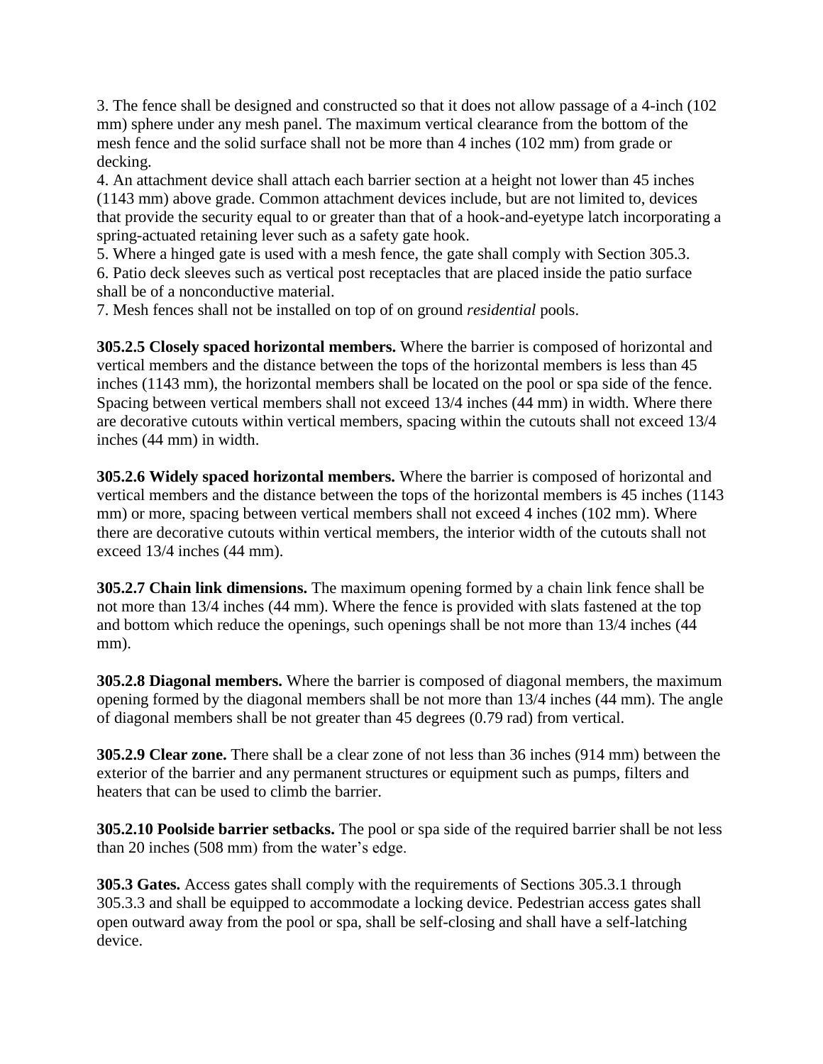3. The fence shall be designed and constructed so that it does not allow passage of a 4-inch (102 mm) sphere under any mesh panel. The maximum vertical clearance from the bottom of the mesh fence and the solid surface shall not be more than 4 inches (102 mm) from grade or decking.

4. An attachment device shall attach each barrier section at a height not lower than 45 inches (1143 mm) above grade. Common attachment devices include, but are not limited to, devices that provide the security equal to or greater than that of a hook-and-eyetype latch incorporating a spring-actuated retaining lever such as a safety gate hook.

5. Where a hinged gate is used with a mesh fence, the gate shall comply with Section 305.3.

6. Patio deck sleeves such as vertical post receptacles that are placed inside the patio surface shall be of a nonconductive material.

7. Mesh fences shall not be installed on top of on ground *residential* pools.

**305.2.5 Closely spaced horizontal members.** Where the barrier is composed of horizontal and vertical members and the distance between the tops of the horizontal members is less than 45 inches (1143 mm), the horizontal members shall be located on the pool or spa side of the fence. Spacing between vertical members shall not exceed 13/4 inches (44 mm) in width. Where there are decorative cutouts within vertical members, spacing within the cutouts shall not exceed 13/4 inches (44 mm) in width.

**305.2.6 Widely spaced horizontal members.** Where the barrier is composed of horizontal and vertical members and the distance between the tops of the horizontal members is 45 inches (1143 mm) or more, spacing between vertical members shall not exceed 4 inches (102 mm). Where there are decorative cutouts within vertical members, the interior width of the cutouts shall not exceed 13/4 inches (44 mm).

**305.2.7 Chain link dimensions.** The maximum opening formed by a chain link fence shall be not more than 13/4 inches (44 mm). Where the fence is provided with slats fastened at the top and bottom which reduce the openings, such openings shall be not more than 13/4 inches (44 mm).

**305.2.8 Diagonal members.** Where the barrier is composed of diagonal members, the maximum opening formed by the diagonal members shall be not more than 13/4 inches (44 mm). The angle of diagonal members shall be not greater than 45 degrees (0.79 rad) from vertical.

**305.2.9 Clear zone.** There shall be a clear zone of not less than 36 inches (914 mm) between the exterior of the barrier and any permanent structures or equipment such as pumps, filters and heaters that can be used to climb the barrier.

**305.2.10 Poolside barrier setbacks.** The pool or spa side of the required barrier shall be not less than 20 inches (508 mm) from the water's edge.

**305.3 Gates.** Access gates shall comply with the requirements of Sections 305.3.1 through 305.3.3 and shall be equipped to accommodate a locking device. Pedestrian access gates shall open outward away from the pool or spa, shall be self-closing and shall have a self-latching device.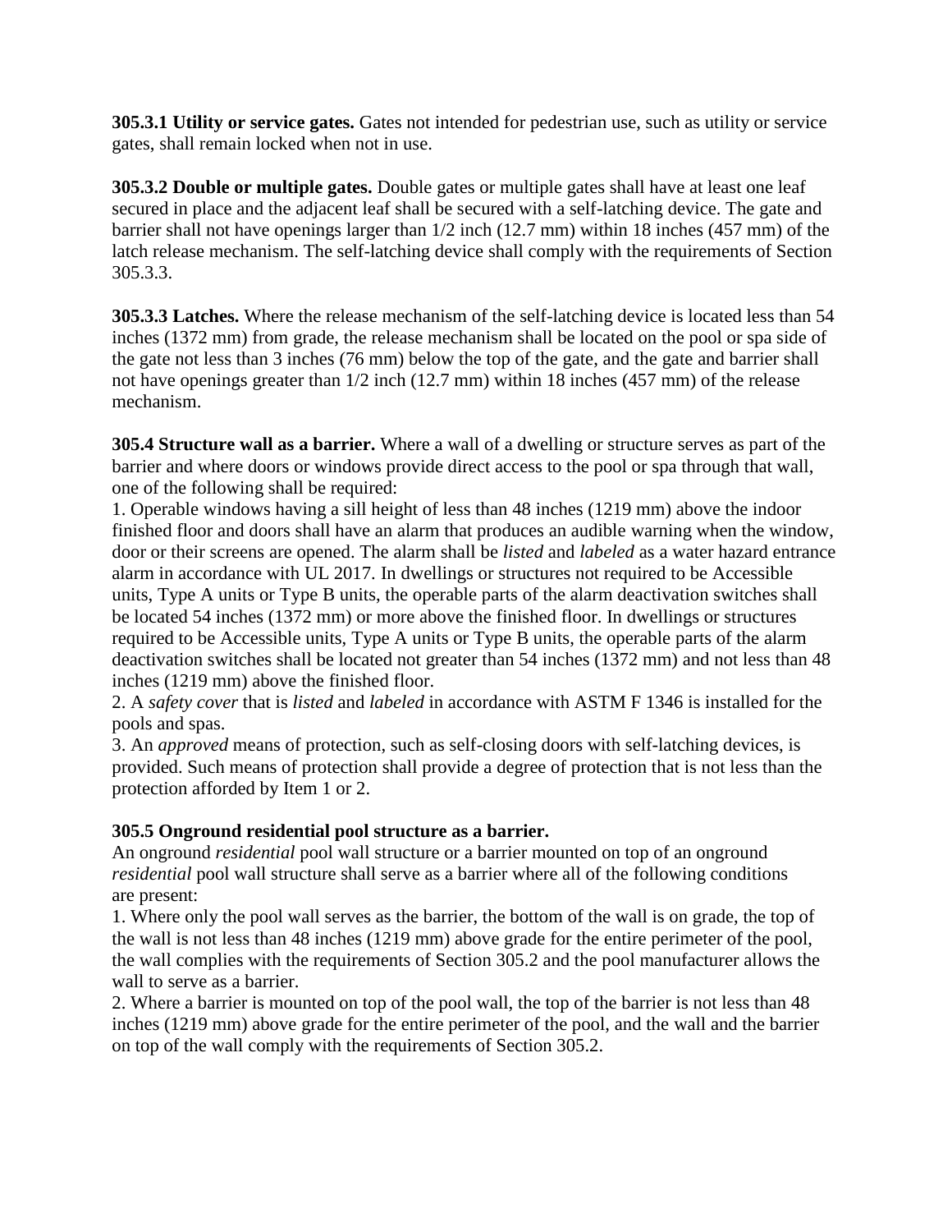**305.3.1 Utility or service gates.** Gates not intended for pedestrian use, such as utility or service gates, shall remain locked when not in use.

**305.3.2 Double or multiple gates.** Double gates or multiple gates shall have at least one leaf secured in place and the adjacent leaf shall be secured with a self-latching device. The gate and barrier shall not have openings larger than 1/2 inch (12.7 mm) within 18 inches (457 mm) of the latch release mechanism. The self-latching device shall comply with the requirements of Section 305.3.3.

**305.3.3 Latches.** Where the release mechanism of the self-latching device is located less than 54 inches (1372 mm) from grade, the release mechanism shall be located on the pool or spa side of the gate not less than 3 inches (76 mm) below the top of the gate, and the gate and barrier shall not have openings greater than 1/2 inch (12.7 mm) within 18 inches (457 mm) of the release mechanism.

**305.4 Structure wall as a barrier.** Where a wall of a dwelling or structure serves as part of the barrier and where doors or windows provide direct access to the pool or spa through that wall, one of the following shall be required:

1. Operable windows having a sill height of less than 48 inches (1219 mm) above the indoor finished floor and doors shall have an alarm that produces an audible warning when the window, door or their screens are opened. The alarm shall be *listed* and *labeled* as a water hazard entrance alarm in accordance with UL 2017. In dwellings or structures not required to be Accessible units, Type A units or Type B units, the operable parts of the alarm deactivation switches shall be located 54 inches (1372 mm) or more above the finished floor. In dwellings or structures required to be Accessible units, Type A units or Type B units, the operable parts of the alarm deactivation switches shall be located not greater than 54 inches (1372 mm) and not less than 48 inches (1219 mm) above the finished floor.
2. A *safety cover* that is *listed* and *labeled* in accordance with ASTM F 1346 is installed for the pools and spas.
3. An *approved* means of protection, such as self-closing doors with self-latching devices, is provided. Such means of protection shall provide a degree of protection that is not less than the protection afforded by Item 1 or 2.

**305.5 Onground residential pool structure as a barrier.**

An onground *residential* pool wall structure or a barrier mounted on top of an onground *residential* pool wall structure shall serve as a barrier where all of the following conditions are present:

1. Where only the pool wall serves as the barrier, the bottom of the wall is on grade, the top of the wall is not less than 48 inches (1219 mm) above grade for the entire perimeter of the pool, the wall complies with the requirements of Section 305.2 and the pool manufacturer allows the wall to serve as a barrier.
2. Where a barrier is mounted on top of the pool wall, the top of the barrier is not less than 48 inches (1219 mm) above grade for the entire perimeter of the pool, and the wall and the barrier on top of the wall comply with the requirements of Section 305.2.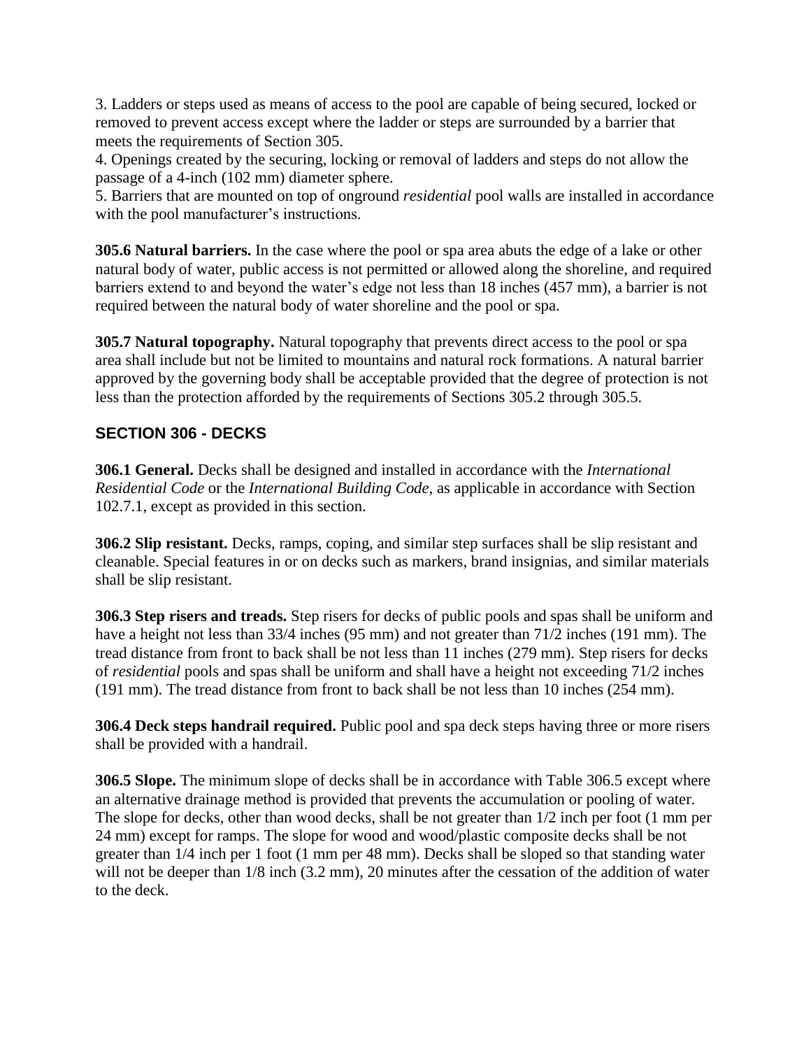3. Ladders or steps used as means of access to the pool are capable of being secured, locked or removed to prevent access except where the ladder or steps are surrounded by a barrier that meets the requirements of Section 305.
4. Openings created by the securing, locking or removal of ladders and steps do not allow the passage of a 4-inch (102 mm) diameter sphere.
5. Barriers that are mounted on top of onground *residential* pool walls are installed in accordance with the pool manufacturer's instructions.

**305.6 Natural barriers.** In the case where the pool or spa area abuts the edge of a lake or other natural body of water, public access is not permitted or allowed along the shoreline, and required barriers extend to and beyond the water's edge not less than 18 inches (457 mm), a barrier is not required between the natural body of water shoreline and the pool or spa.

**305.7 Natural topography.** Natural topography that prevents direct access to the pool or spa area shall include but not be limited to mountains and natural rock formations. A natural barrier approved by the governing body shall be acceptable provided that the degree of protection is not less than the protection afforded by the requirements of Sections 305.2 through 305.5.

## SECTION 306 - DECKS

**306.1 General.** Decks shall be designed and installed in accordance with the *International Residential Code* or the *International Building Code*, as applicable in accordance with Section 102.7.1, except as provided in this section.

**306.2 Slip resistant.** Decks, ramps, coping, and similar step surfaces shall be slip resistant and cleanable. Special features in or on decks such as markers, brand insignias, and similar materials shall be slip resistant.

**306.3 Step risers and treads.** Step risers for decks of public pools and spas shall be uniform and have a height not less than 33/4 inches (95 mm) and not greater than 71/2 inches (191 mm). The tread distance from front to back shall be not less than 11 inches (279 mm). Step risers for decks of *residential* pools and spas shall be uniform and shall have a height not exceeding 71/2 inches (191 mm). The tread distance from front to back shall be not less than 10 inches (254 mm).

**306.4 Deck steps handrail required.** Public pool and spa deck steps having three or more risers shall be provided with a handrail.

**306.5 Slope.** The minimum slope of decks shall be in accordance with Table 306.5 except where an alternative drainage method is provided that prevents the accumulation or pooling of water. The slope for decks, other than wood decks, shall be not greater than 1/2 inch per foot (1 mm per 24 mm) except for ramps. The slope for wood and wood/plastic composite decks shall be not greater than 1/4 inch per 1 foot (1 mm per 48 mm). Decks shall be sloped so that standing water will not be deeper than 1/8 inch (3.2 mm), 20 minutes after the cessation of the addition of water to the deck.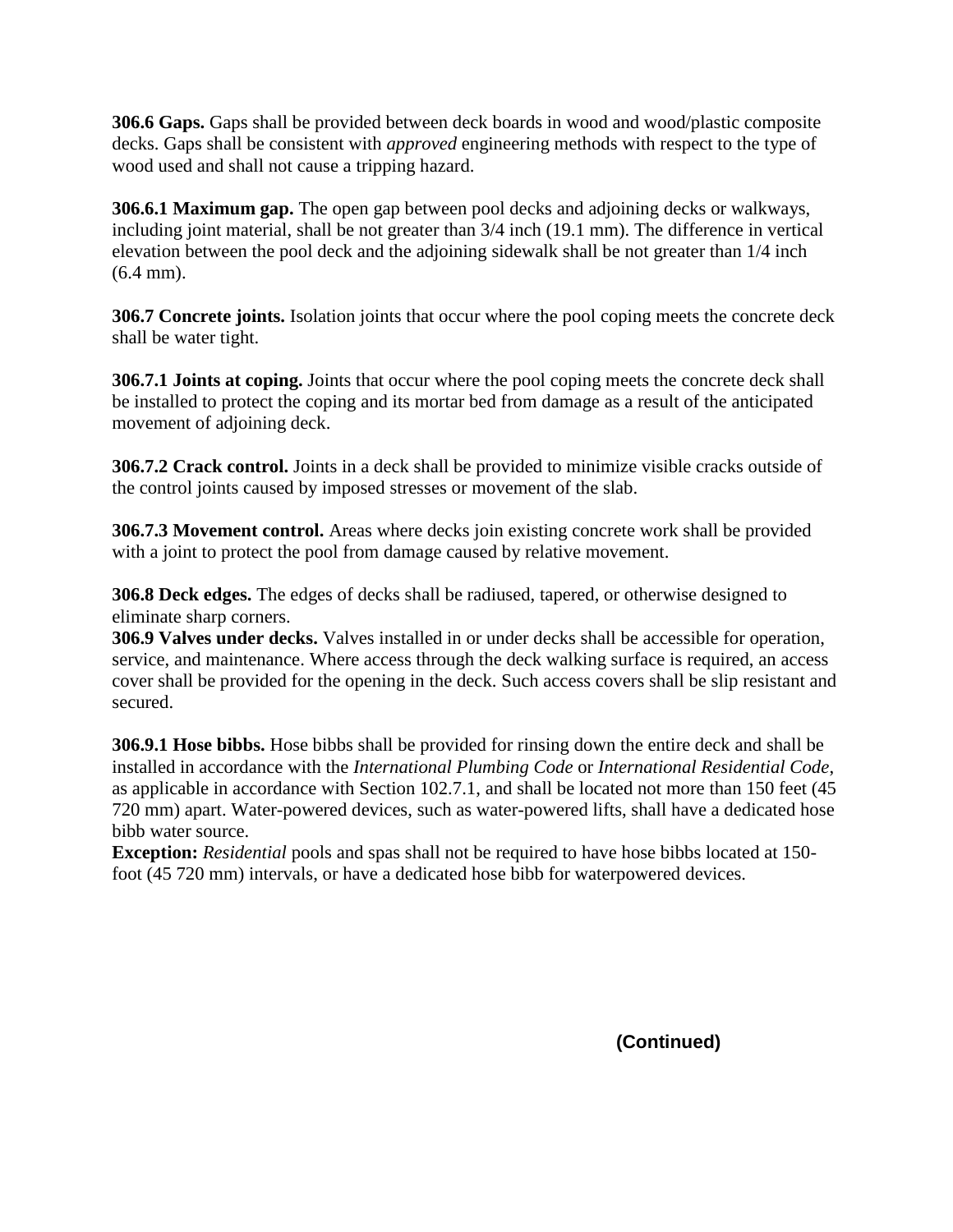**306.6 Gaps.** Gaps shall be provided between deck boards in wood and wood/plastic composite decks. Gaps shall be consistent with *approved* engineering methods with respect to the type of wood used and shall not cause a tripping hazard.

**306.6.1 Maximum gap.** The open gap between pool decks and adjoining decks or walkways, including joint material, shall be not greater than 3/4 inch (19.1 mm). The difference in vertical elevation between the pool deck and the adjoining sidewalk shall be not greater than 1/4 inch (6.4 mm).

**306.7 Concrete joints.** Isolation joints that occur where the pool coping meets the concrete deck shall be water tight.

**306.7.1 Joints at coping.** Joints that occur where the pool coping meets the concrete deck shall be installed to protect the coping and its mortar bed from damage as a result of the anticipated movement of adjoining deck.

**306.7.2 Crack control.** Joints in a deck shall be provided to minimize visible cracks outside of the control joints caused by imposed stresses or movement of the slab.

**306.7.3 Movement control.** Areas where decks join existing concrete work shall be provided with a joint to protect the pool from damage caused by relative movement.

**306.8 Deck edges.** The edges of decks shall be radiused, tapered, or otherwise designed to eliminate sharp corners.

**306.9 Valves under decks.** Valves installed in or under decks shall be accessible for operation, service, and maintenance. Where access through the deck walking surface is required, an access cover shall be provided for the opening in the deck. Such access covers shall be slip resistant and secured.

**306.9.1 Hose bibbs.** Hose bibbs shall be provided for rinsing down the entire deck and shall be installed in accordance with the *International Plumbing Code* or *International Residential Code*, as applicable in accordance with Section 102.7.1, and shall be located not more than 150 feet (45 720 mm) apart. Water-powered devices, such as water-powered lifts, shall have a dedicated hose bibb water source.

**Exception:** *Residential* pools and spas shall not be required to have hose bibbs located at 150-foot (45 720 mm) intervals, or have a dedicated hose bibb for waterpowered devices.

**(Continued)**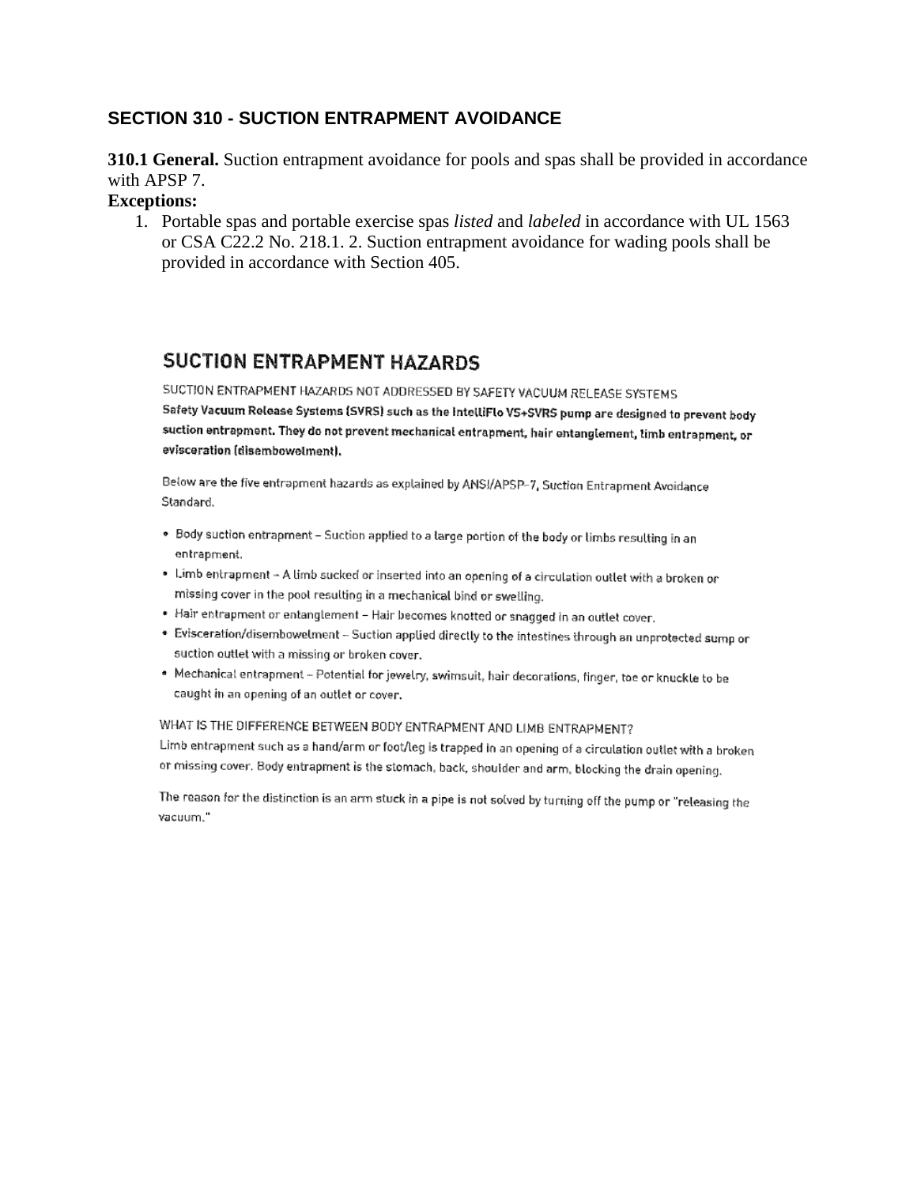## SECTION 310 - SUCTION ENTRAPMENT AVOIDANCE

**310.1 General.** Suction entrapment avoidance for pools and spas shall be provided in accordance with APSP 7.

**Exceptions:**

1. Portable spas and portable exercise spas *listed* and *labeled* in accordance with UL 1563 or CSA C22.2 No. 218.1. 2. Suction entrapment avoidance for wading pools shall be provided in accordance with Section 405.

## SUCTION ENTRAPMENT HAZARDS

SUCTION ENTRAPMENT HAZARDS NOT ADDRESSED BY SAFETY VACUUM RELEASE SYSTEMS

**Safety Vacuum Release Systems (SVRS) such as the IntelliFlo VS+SVRS pump are designed to prevent body suction entrapment. They do not prevent mechanical entrapment, hair entanglement, limb entrapment, or evisceration (disembowelment).**

Below are the five entrapment hazards as explained by ANSI/APSP-7, Suction Entrapment Avoidance Standard.

- Body suction entrapment – Suction applied to a large portion of the body or limbs resulting in an entrapment.
- Limb entrapment – A limb sucked or inserted into an opening of a circulation outlet with a broken or missing cover in the pool resulting in a mechanical bind or swelling.
- Hair entrapment or entanglement – Hair becomes knotted or snagged in an outlet cover.
- Evisceration/disembowelment – Suction applied directly to the intestines through an unprotected sump or suction outlet with a missing or broken cover.
- Mechanical entrapment – Potential for jewelry, swimsuit, hair decorations, finger, toe or knuckle to be caught in an opening of an outlet or cover.

WHAT IS THE DIFFERENCE BETWEEN BODY ENTRAPMENT AND LIMB ENTRAPMENT?

Limb entrapment such as a hand/arm or foot/leg is trapped in an opening of a circulation outlet with a broken or missing cover. Body entrapment is the stomach, back, shoulder and arm, blocking the drain opening.

The reason for the distinction is an arm stuck in a pipe is not solved by turning off the pump or "releasing the vacuum."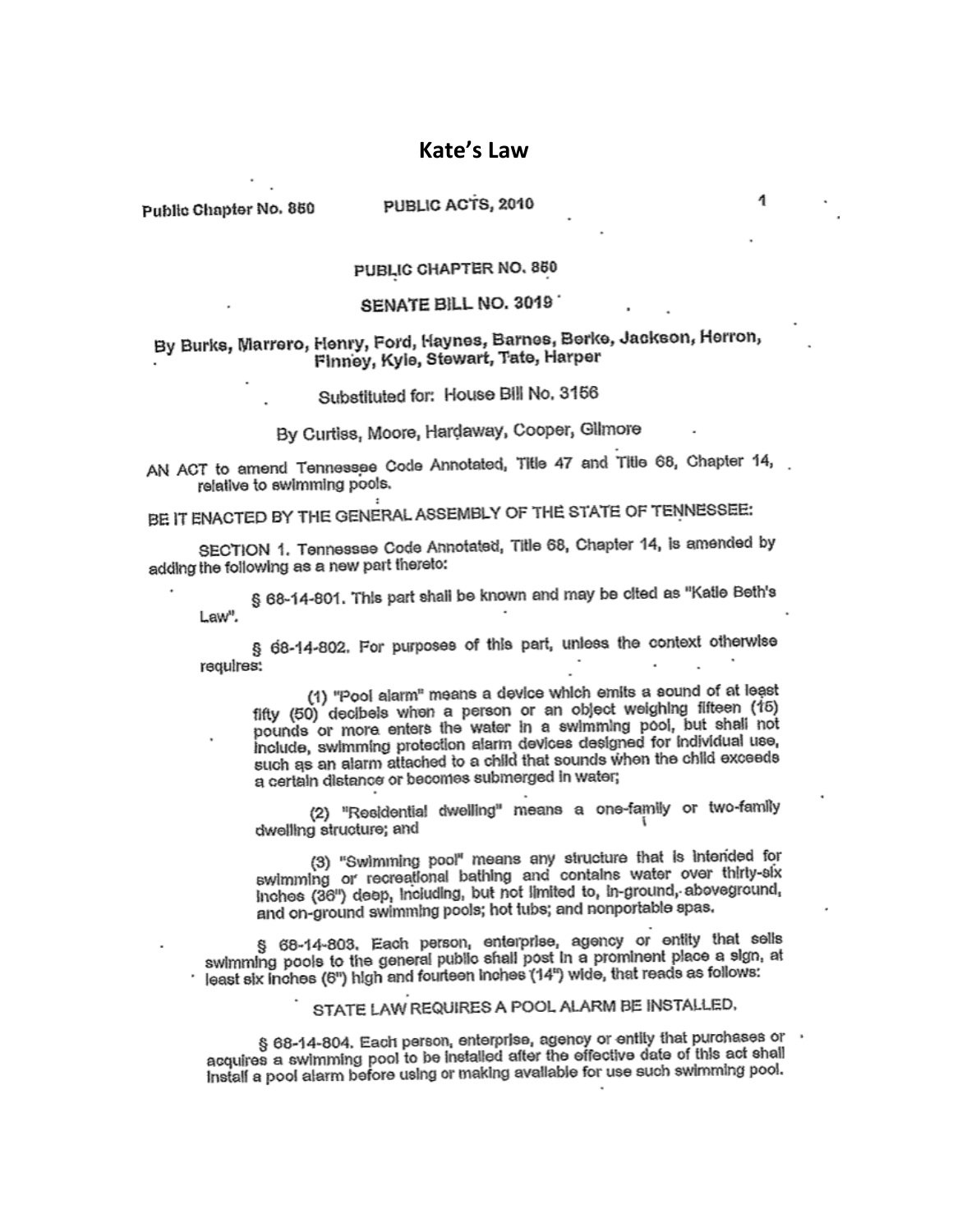# Kate's Law

Public Chapter No. 850 PUBLIC ACTS, 2010

PUBLIC CHAPTER NO. 850

SENATE BILL NO. 3019

By Burks, Marrero, Henry, Ford, Haynes, Barnes, Berke, Jackson, Herron, Finney, Kyle, Stewart, Tate, Harper

Substituted for: House Bill No. 3156

By Curtiss, Moore, Hardaway, Cooper, Gilmore

AN ACT to amend Tennessee Code Annotated, Title 47 and Title 68, Chapter 14, relative to swimming pools.

BE IT ENACTED BY THE GENERAL ASSEMBLY OF THE STATE OF TENNESSEE:

SECTION 1. Tennessee Code Annotated, Title 68, Chapter 14, is amended by adding the following as a new part thereto:

§ 68-14-801. This part shall be known and may be cited as "Katie Beth's Law".

§ 68-14-802. For purposes of this part, unless the context otherwise requires:

(1) "Pool alarm" means a device which emits a sound of at least fifty (50) decibels when a person or an object weighing fifteen (15) pounds or more enters the water in a swimming pool, but shall not include, swimming protection alarm devices designed for individual use, such as an alarm attached to a child that sounds when the child exceeds a certain distance or becomes submerged in water;

(2) "Residential dwelling" means a one-family or two-family dwelling structure; and

(3) "Swimming pool" means any structure that is intended for swimming or recreational bathing and contains water over thirty-six inches (36") deep, including, but not limited to, in-ground, aboveground, and on-ground swimming pools; hot tubs; and nonportable spas.

§ 68-14-803. Each person, enterprise, agency or entity that sells swimming pools to the general public shall post in a prominent place a sign, at least six inches (6") high and fourteen inches (14") wide, that reads as follows:

STATE LAW REQUIRES A POOL ALARM BE INSTALLED.

§ 68-14-804. Each person, enterprise, agency or entity that purchases or acquires a swimming pool to be installed after the effective date of this act shall install a pool alarm before using or making available for use such swimming pool.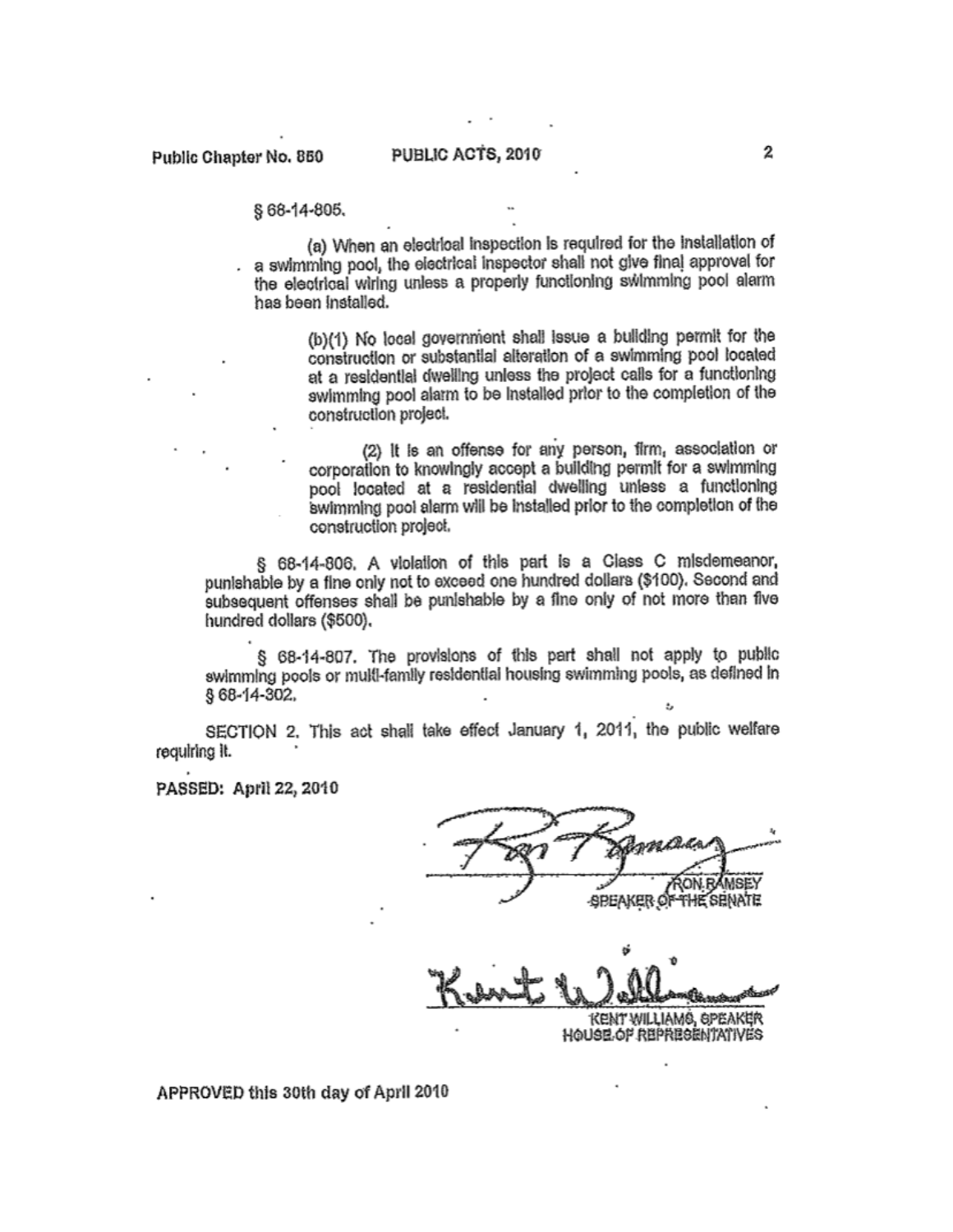§ 68-14-805.

(a) When an electrical inspection is required for the installation of a swimming pool, the electrical inspector shall not give final approval for the electrical wiring unless a properly functioning swimming pool alarm has been installed.

(b)(1) No local government shall issue a building permit for the construction or substantial alteration of a swimming pool located at a residential dwelling unless the project calls for a functioning swimming pool alarm to be installed prior to the completion of the construction project.

(2) It is an offense for any person, firm, association or corporation to knowingly accept a building permit for a swimming pool located at a residential dwelling unless a functioning swimming pool alarm will be installed prior to the completion of the construction project.

§ 68-14-806. A violation of this part is a Class C misdemeanor, punishable by a fine only not to exceed one hundred dollars ($100). Second and subsequent offenses shall be punishable by a fine only of not more than five hundred dollars ($500).

§ 68-14-807. The provisions of this part shall not apply to public swimming pools or multi-family residential housing swimming pools, as defined in § 68-14-302.

SECTION 2. This act shall take effect January 1, 2011, the public welfare requiring it.

**PASSED: April 22, 2010**

RON RAMSEY
SPEAKER OF THE SENATE

KENT WILLIAMS, SPEAKER
HOUSE OF REPRESENTATIVES

APPROVED this 30th day of April 2010